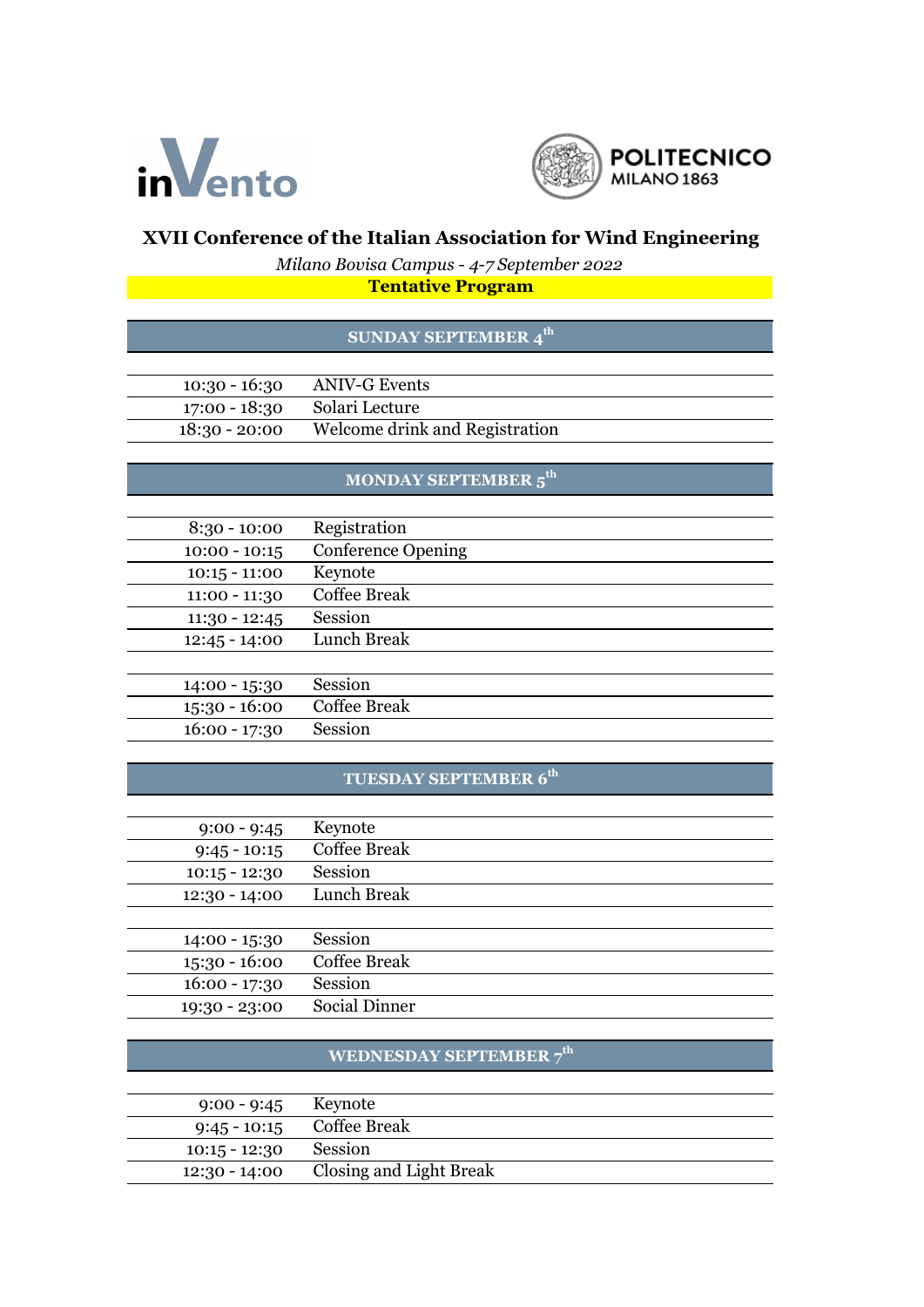inVento

POLITECNICO MILANO 1863

# XVII Conference of the Italian Association for Wind Engineering

*Milano Bovisa Campus - 4-7 September 2022*

**Tentative Program**

## SUNDAY SEPTEMBER 4th

| | |
|---|---|
| 10:30 - 16:30 | ANIV-G Events |
| 17:00 - 18:30 | Solari Lecture |
| 18:30 - 20:00 | Welcome drink and Registration |

## MONDAY SEPTEMBER 5th

| | |
|---|---|
| 8:30 - 10:00 | Registration |
| 10:00 - 10:15 | Conference Opening |
| 10:15 - 11:00 | Keynote |
| 11:00 - 11:30 | Coffee Break |
| 11:30 - 12:45 | Session |
| 12:45 - 14:00 | Lunch Break |
| | |
| 14:00 - 15:30 | Session |
| 15:30 - 16:00 | Coffee Break |
| 16:00 - 17:30 | Session |

## TUESDAY SEPTEMBER 6th

| | |
|---|---|
| 9:00 - 9:45 | Keynote |
| 9:45 - 10:15 | Coffee Break |
| 10:15 - 12:30 | Session |
| 12:30 - 14:00 | Lunch Break |
| | |
| 14:00 - 15:30 | Session |
| 15:30 - 16:00 | Coffee Break |
| 16:00 - 17:30 | Session |
| 19:30 - 23:00 | Social Dinner |

## WEDNESDAY SEPTEMBER 7th

| | |
|---|---|
| 9:00 - 9:45 | Keynote |
| 9:45 - 10:15 | Coffee Break |
| 10:15 - 12:30 | Session |
| 12:30 - 14:00 | Closing and Light Break |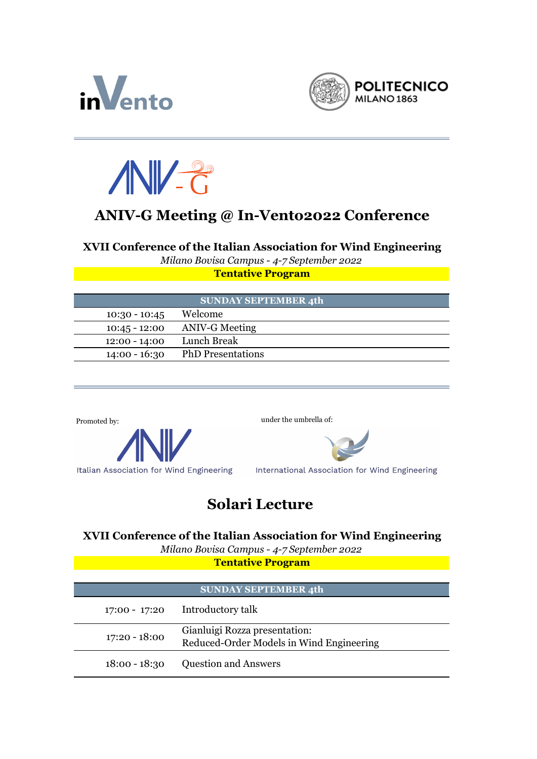inVento

POLITECNICO MILANO 1863

ANIV-G

# ANIV-G Meeting @ In-Vento2022 Conference

### XVII Conference of the Italian Association for Wind Engineering

*Milano Bovisa Campus - 4-7 September 2022*

**Tentative Program**

| SUNDAY SEPTEMBER 4th | |
|---|---|
| 10:30 - 10:45 | Welcome |
| 10:45 - 12:00 | ANIV-G Meeting |
| 12:00 - 14:00 | Lunch Break |
| 14:00 - 16:30 | PhD Presentations |

Promoted by:

ANIV
Italian Association for Wind Engineering

under the umbrella of:

International Association for Wind Engineering

# Solari Lecture

### XVII Conference of the Italian Association for Wind Engineering

*Milano Bovisa Campus - 4-7 September 2022*

**Tentative Program**

| SUNDAY SEPTEMBER 4th | |
|---|---|
| 17:00 - 17:20 | Introductory talk |
| 17:20 - 18:00 | Gianluigi Rozza presentation:<br>Reduced-Order Models in Wind Engineering |
| 18:00 - 18:30 | Question and Answers |